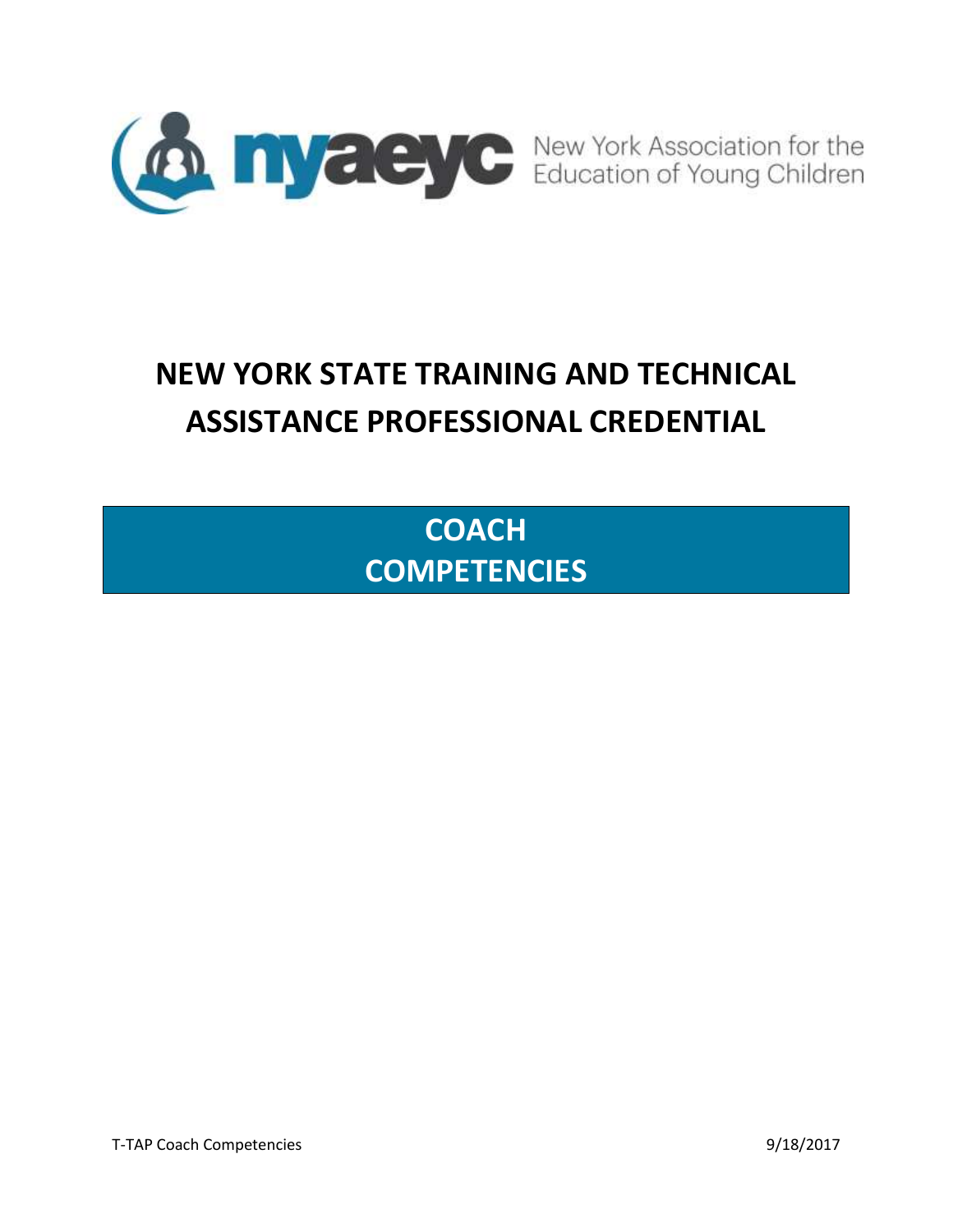nyaeyc New York Association for the Education of Young Children

# NEW YORK STATE TRAINING AND TECHNICAL ASSISTANCE PROFESSIONAL CREDENTIAL

## COACH COMPETENCIES

T-TAP Coach Competencies 9/18/2017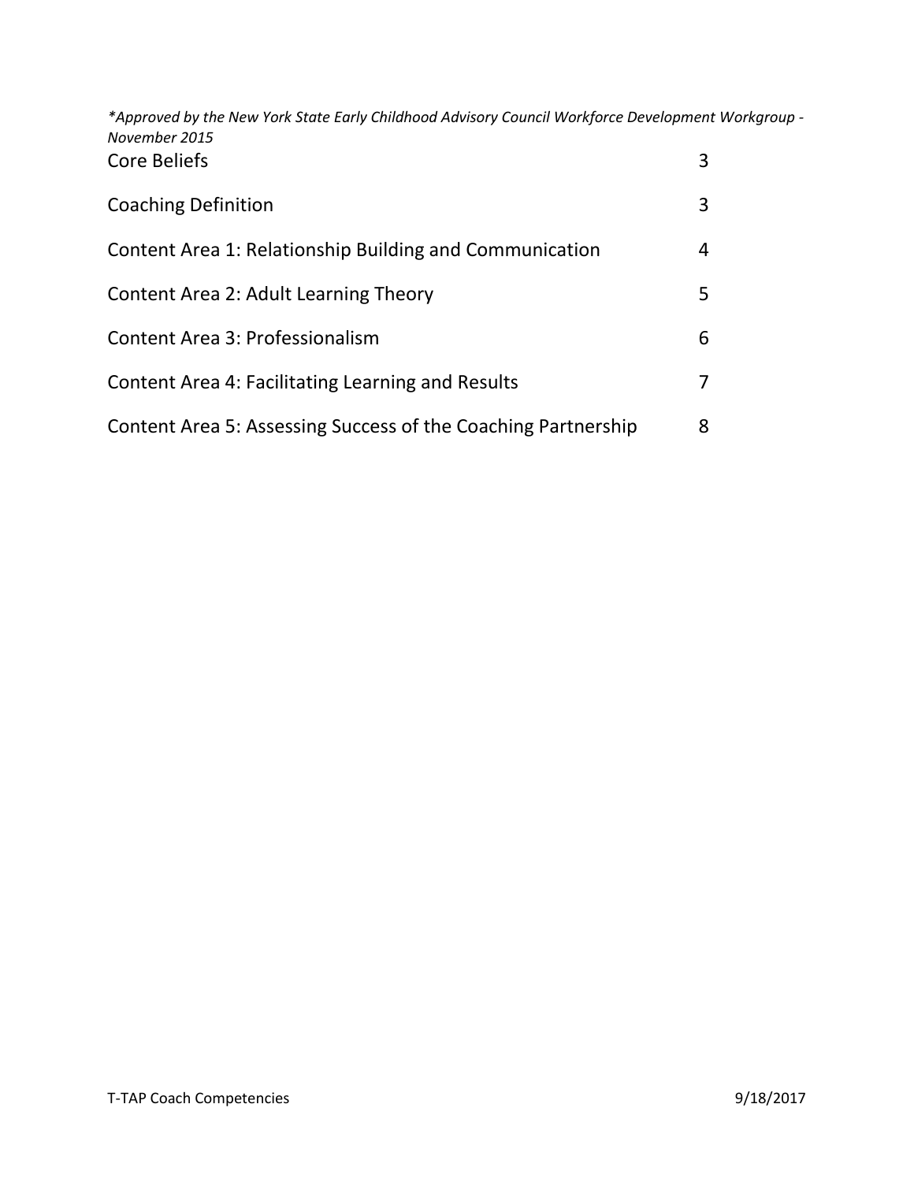*\*Approved by the New York State Early Childhood Advisory Council Workforce Development Workgroup - November 2015*

| | |
|---|---|
| Core Beliefs | 3 |
| Coaching Definition | 3 |
| Content Area 1: Relationship Building and Communication | 4 |
| Content Area 2: Adult Learning Theory | 5 |
| Content Area 3: Professionalism | 6 |
| Content Area 4: Facilitating Learning and Results | 7 |
| Content Area 5: Assessing Success of the Coaching Partnership | 8 |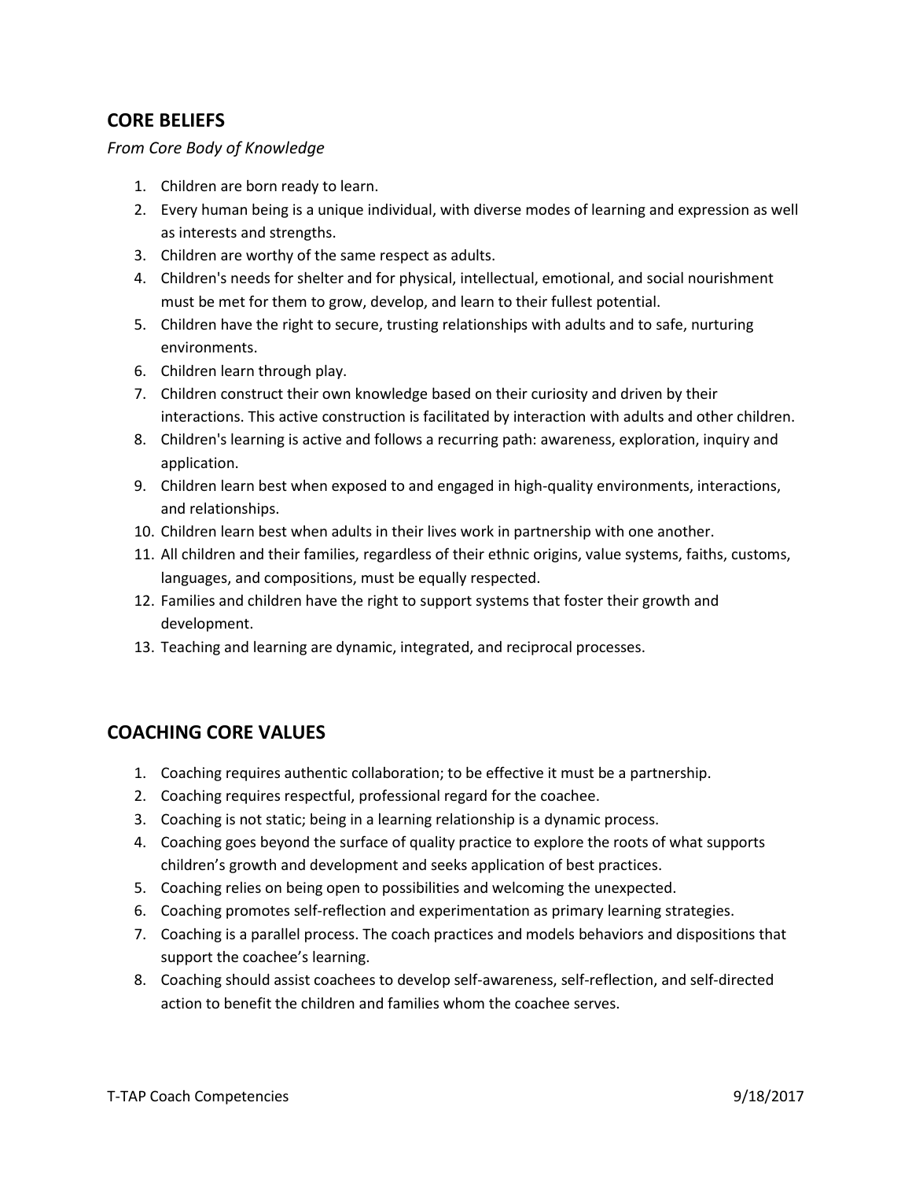## CORE BELIEFS

*From Core Body of Knowledge*

1. Children are born ready to learn.
2. Every human being is a unique individual, with diverse modes of learning and expression as well as interests and strengths.
3. Children are worthy of the same respect as adults.
4. Children's needs for shelter and for physical, intellectual, emotional, and social nourishment must be met for them to grow, develop, and learn to their fullest potential.
5. Children have the right to secure, trusting relationships with adults and to safe, nurturing environments.
6. Children learn through play.
7. Children construct their own knowledge based on their curiosity and driven by their interactions. This active construction is facilitated by interaction with adults and other children.
8. Children's learning is active and follows a recurring path: awareness, exploration, inquiry and application.
9. Children learn best when exposed to and engaged in high-quality environments, interactions, and relationships.
10. Children learn best when adults in their lives work in partnership with one another.
11. All children and their families, regardless of their ethnic origins, value systems, faiths, customs, languages, and compositions, must be equally respected.
12. Families and children have the right to support systems that foster their growth and development.
13. Teaching and learning are dynamic, integrated, and reciprocal processes.

## COACHING CORE VALUES

1. Coaching requires authentic collaboration; to be effective it must be a partnership.
2. Coaching requires respectful, professional regard for the coachee.
3. Coaching is not static; being in a learning relationship is a dynamic process.
4. Coaching goes beyond the surface of quality practice to explore the roots of what supports children's growth and development and seeks application of best practices.
5. Coaching relies on being open to possibilities and welcoming the unexpected.
6. Coaching promotes self-reflection and experimentation as primary learning strategies.
7. Coaching is a parallel process. The coach practices and models behaviors and dispositions that support the coachee's learning.
8. Coaching should assist coachees to develop self-awareness, self-reflection, and self-directed action to benefit the children and families whom the coachee serves.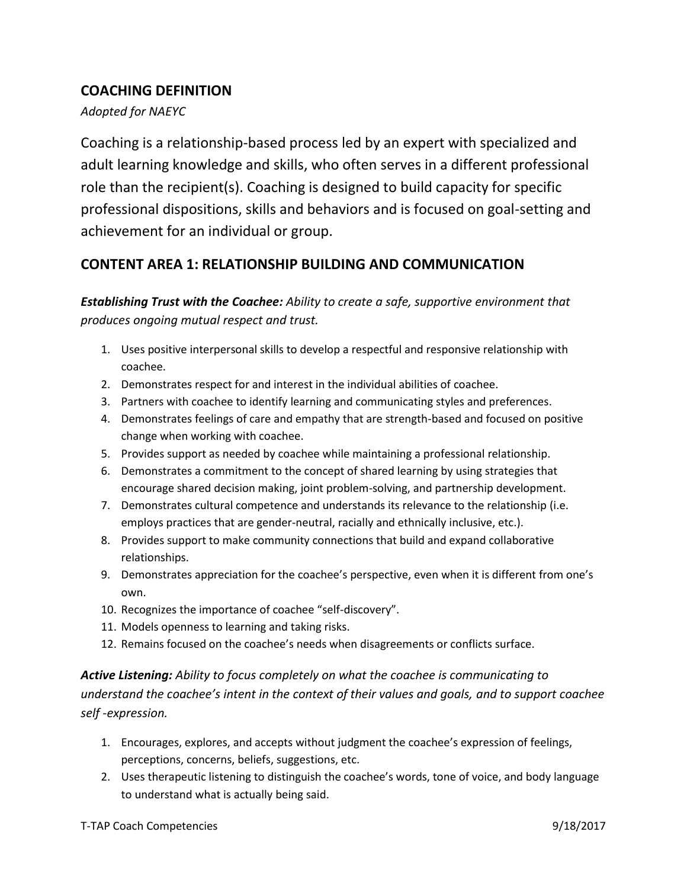## COACHING DEFINITION

*Adopted for NAEYC*

Coaching is a relationship-based process led by an expert with specialized and adult learning knowledge and skills, who often serves in a different professional role than the recipient(s). Coaching is designed to build capacity for specific professional dispositions, skills and behaviors and is focused on goal-setting and achievement for an individual or group.

## CONTENT AREA 1: RELATIONSHIP BUILDING AND COMMUNICATION

***Establishing Trust with the Coachee:*** *Ability to create a safe, supportive environment that produces ongoing mutual respect and trust.*

1. Uses positive interpersonal skills to develop a respectful and responsive relationship with coachee.
2. Demonstrates respect for and interest in the individual abilities of coachee.
3. Partners with coachee to identify learning and communicating styles and preferences.
4. Demonstrates feelings of care and empathy that are strength-based and focused on positive change when working with coachee.
5. Provides support as needed by coachee while maintaining a professional relationship.
6. Demonstrates a commitment to the concept of shared learning by using strategies that encourage shared decision making, joint problem-solving, and partnership development.
7. Demonstrates cultural competence and understands its relevance to the relationship (i.e. employs practices that are gender-neutral, racially and ethnically inclusive, etc.).
8. Provides support to make community connections that build and expand collaborative relationships.
9. Demonstrates appreciation for the coachee's perspective, even when it is different from one's own.
10. Recognizes the importance of coachee "self-discovery".
11. Models openness to learning and taking risks.
12. Remains focused on the coachee's needs when disagreements or conflicts surface.

***Active Listening:*** *Ability to focus completely on what the coachee is communicating to understand the coachee's intent in the context of their values and goals, and to support coachee self -expression.*

1. Encourages, explores, and accepts without judgment the coachee's expression of feelings, perceptions, concerns, beliefs, suggestions, etc.
2. Uses therapeutic listening to distinguish the coachee's words, tone of voice, and body language to understand what is actually being said.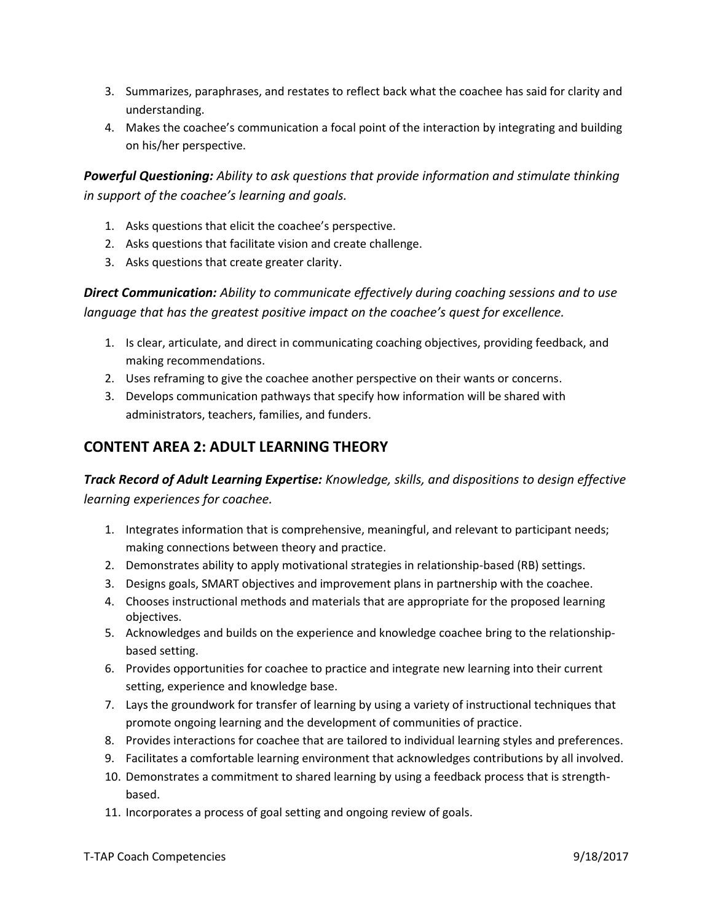3. Summarizes, paraphrases, and restates to reflect back what the coachee has said for clarity and understanding.
4. Makes the coachee's communication a focal point of the interaction by integrating and building on his/her perspective.

***Powerful Questioning:*** *Ability to ask questions that provide information and stimulate thinking in support of the coachee's learning and goals.*

1. Asks questions that elicit the coachee's perspective.
2. Asks questions that facilitate vision and create challenge.
3. Asks questions that create greater clarity.

***Direct Communication:*** *Ability to communicate effectively during coaching sessions and to use language that has the greatest positive impact on the coachee's quest for excellence.*

1. Is clear, articulate, and direct in communicating coaching objectives, providing feedback, and making recommendations.
2. Uses reframing to give the coachee another perspective on their wants or concerns.
3. Develops communication pathways that specify how information will be shared with administrators, teachers, families, and funders.

## CONTENT AREA 2: ADULT LEARNING THEORY

***Track Record of Adult Learning Expertise:*** *Knowledge, skills, and dispositions to design effective learning experiences for coachee.*

1. Integrates information that is comprehensive, meaningful, and relevant to participant needs; making connections between theory and practice.
2. Demonstrates ability to apply motivational strategies in relationship-based (RB) settings.
3. Designs goals, SMART objectives and improvement plans in partnership with the coachee.
4. Chooses instructional methods and materials that are appropriate for the proposed learning objectives.
5. Acknowledges and builds on the experience and knowledge coachee bring to the relationship-based setting.
6. Provides opportunities for coachee to practice and integrate new learning into their current setting, experience and knowledge base.
7. Lays the groundwork for transfer of learning by using a variety of instructional techniques that promote ongoing learning and the development of communities of practice.
8. Provides interactions for coachee that are tailored to individual learning styles and preferences.
9. Facilitates a comfortable learning environment that acknowledges contributions by all involved.
10. Demonstrates a commitment to shared learning by using a feedback process that is strength-based.
11. Incorporates a process of goal setting and ongoing review of goals.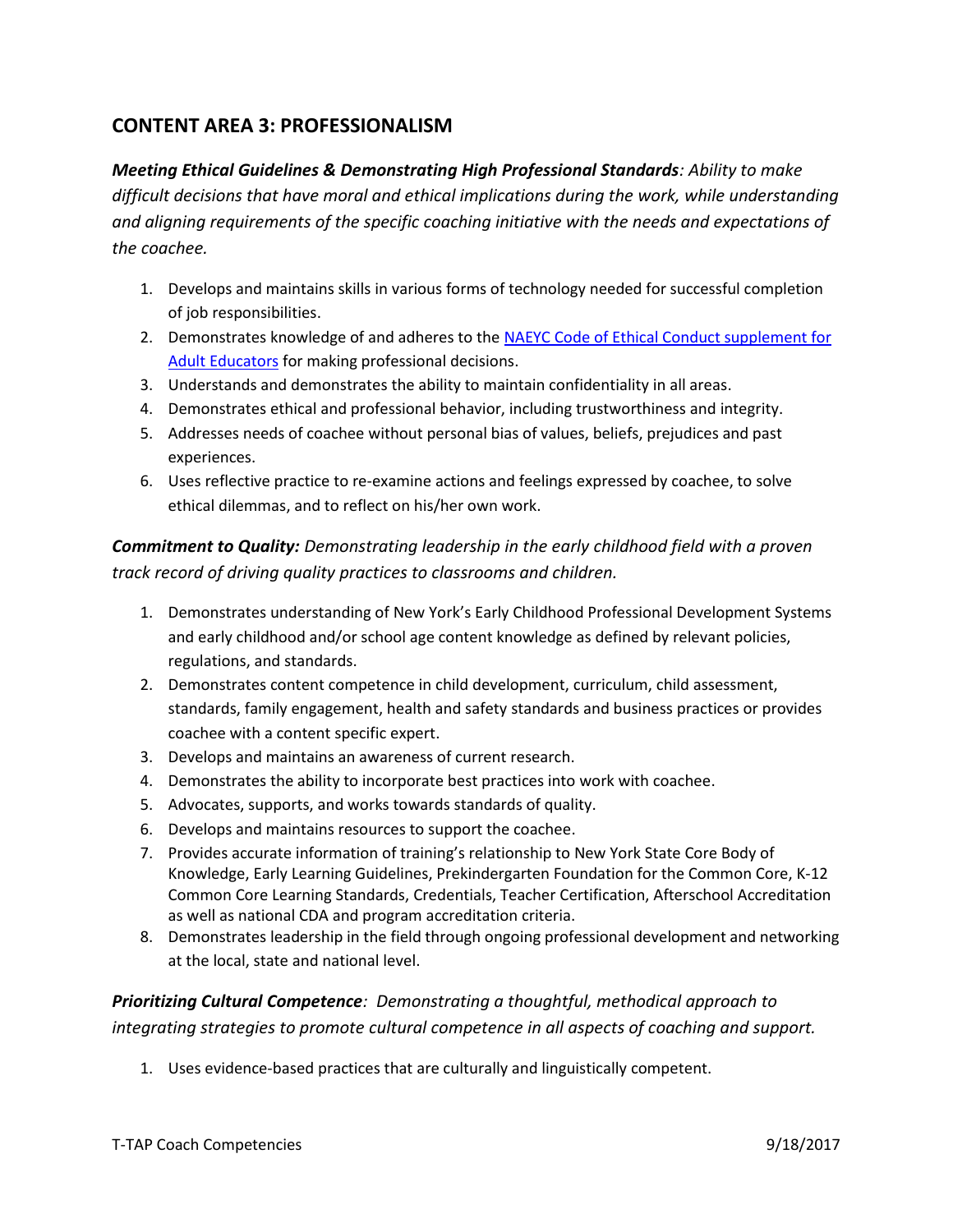## CONTENT AREA 3: PROFESSIONALISM

***Meeting Ethical Guidelines & Demonstrating High Professional Standards**: Ability to make difficult decisions that have moral and ethical implications during the work, while understanding and aligning requirements of the specific coaching initiative with the needs and expectations of the coachee.*

1. Develops and maintains skills in various forms of technology needed for successful completion of job responsibilities.
2. Demonstrates knowledge of and adheres to the NAEYC Code of Ethical Conduct supplement for Adult Educators for making professional decisions.
3. Understands and demonstrates the ability to maintain confidentiality in all areas.
4. Demonstrates ethical and professional behavior, including trustworthiness and integrity.
5. Addresses needs of coachee without personal bias of values, beliefs, prejudices and past experiences.
6. Uses reflective practice to re-examine actions and feelings expressed by coachee, to solve ethical dilemmas, and to reflect on his/her own work.

***Commitment to Quality:** Demonstrating leadership in the early childhood field with a proven track record of driving quality practices to classrooms and children.*

1. Demonstrates understanding of New York's Early Childhood Professional Development Systems and early childhood and/or school age content knowledge as defined by relevant policies, regulations, and standards.
2. Demonstrates content competence in child development, curriculum, child assessment, standards, family engagement, health and safety standards and business practices or provides coachee with a content specific expert.
3. Develops and maintains an awareness of current research.
4. Demonstrates the ability to incorporate best practices into work with coachee.
5. Advocates, supports, and works towards standards of quality.
6. Develops and maintains resources to support the coachee.
7. Provides accurate information of training's relationship to New York State Core Body of Knowledge, Early Learning Guidelines, Prekindergarten Foundation for the Common Core, K-12 Common Core Learning Standards, Credentials, Teacher Certification, Afterschool Accreditation as well as national CDA and program accreditation criteria.
8. Demonstrates leadership in the field through ongoing professional development and networking at the local, state and national level.

***Prioritizing Cultural Competence**: Demonstrating a thoughtful, methodical approach to integrating strategies to promote cultural competence in all aspects of coaching and support.*

1. Uses evidence-based practices that are culturally and linguistically competent.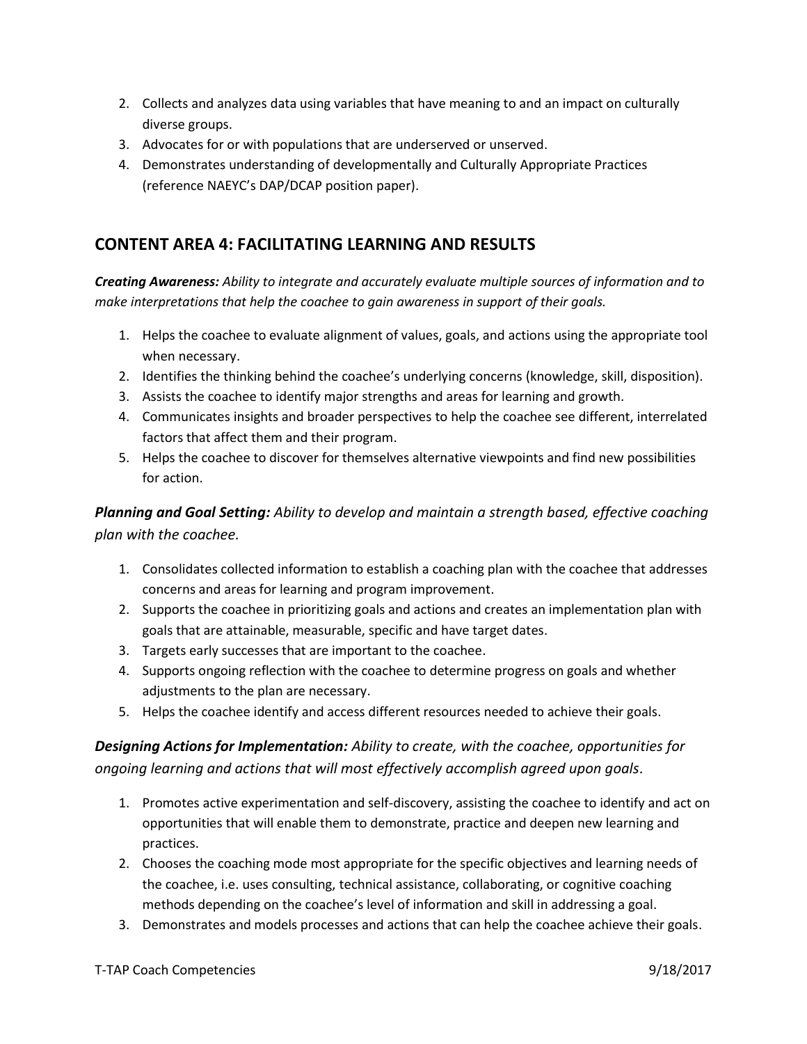2. Collects and analyzes data using variables that have meaning to and an impact on culturally diverse groups.
3. Advocates for or with populations that are underserved or unserved.
4. Demonstrates understanding of developmentally and Culturally Appropriate Practices (reference NAEYC's DAP/DCAP position paper).

## CONTENT AREA 4: FACILITATING LEARNING AND RESULTS

***Creating Awareness:*** *Ability to integrate and accurately evaluate multiple sources of information and to make interpretations that help the coachee to gain awareness in support of their goals.*

1. Helps the coachee to evaluate alignment of values, goals, and actions using the appropriate tool when necessary.
2. Identifies the thinking behind the coachee's underlying concerns (knowledge, skill, disposition).
3. Assists the coachee to identify major strengths and areas for learning and growth.
4. Communicates insights and broader perspectives to help the coachee see different, interrelated factors that affect them and their program.
5. Helps the coachee to discover for themselves alternative viewpoints and find new possibilities for action.

### ***Planning and Goal Setting:*** *Ability to develop and maintain a strength based, effective coaching plan with the coachee.*

1. Consolidates collected information to establish a coaching plan with the coachee that addresses concerns and areas for learning and program improvement.
2. Supports the coachee in prioritizing goals and actions and creates an implementation plan with goals that are attainable, measurable, specific and have target dates.
3. Targets early successes that are important to the coachee.
4. Supports ongoing reflection with the coachee to determine progress on goals and whether adjustments to the plan are necessary.
5. Helps the coachee identify and access different resources needed to achieve their goals.

### ***Designing Actions for Implementation:*** *Ability to create, with the coachee, opportunities for ongoing learning and actions that will most effectively accomplish agreed upon goals*.

1. Promotes active experimentation and self-discovery, assisting the coachee to identify and act on opportunities that will enable them to demonstrate, practice and deepen new learning and practices.
2. Chooses the coaching mode most appropriate for the specific objectives and learning needs of the coachee, i.e. uses consulting, technical assistance, collaborating, or cognitive coaching methods depending on the coachee's level of information and skill in addressing a goal.
3. Demonstrates and models processes and actions that can help the coachee achieve their goals.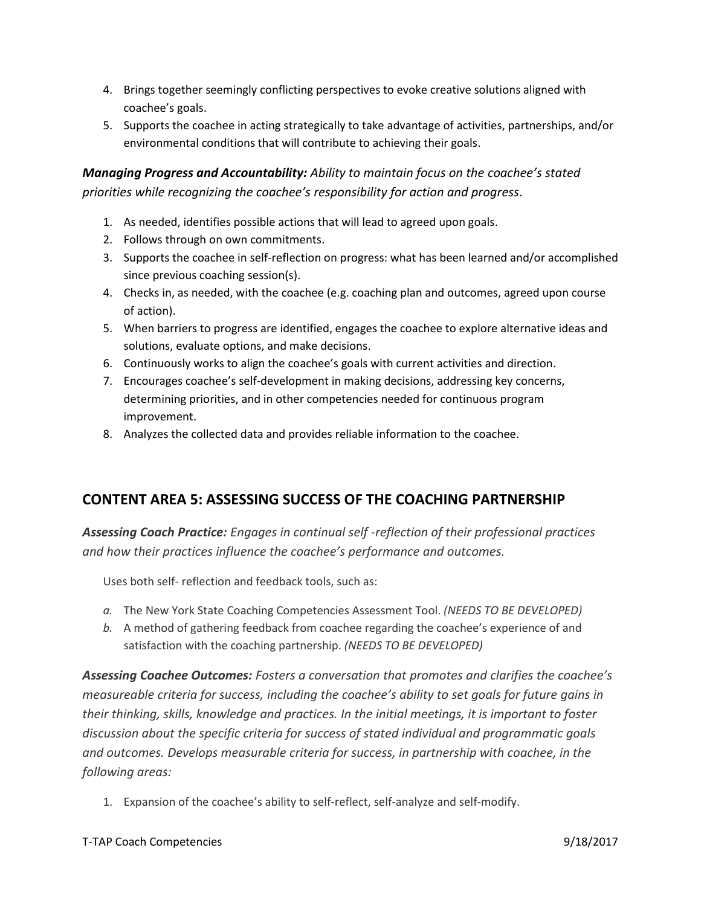4. Brings together seemingly conflicting perspectives to evoke creative solutions aligned with coachee's goals.
5. Supports the coachee in acting strategically to take advantage of activities, partnerships, and/or environmental conditions that will contribute to achieving their goals.

***Managing Progress and Accountability:*** *Ability to maintain focus on the coachee's stated priorities while recognizing the coachee's responsibility for action and progress.*

1. As needed, identifies possible actions that will lead to agreed upon goals.
2. Follows through on own commitments.
3. Supports the coachee in self-reflection on progress: what has been learned and/or accomplished since previous coaching session(s).
4. Checks in, as needed, with the coachee (e.g. coaching plan and outcomes, agreed upon course of action).
5. When barriers to progress are identified, engages the coachee to explore alternative ideas and solutions, evaluate options, and make decisions.
6. Continuously works to align the coachee's goals with current activities and direction.
7. Encourages coachee's self-development in making decisions, addressing key concerns, determining priorities, and in other competencies needed for continuous program improvement.
8. Analyzes the collected data and provides reliable information to the coachee.

## CONTENT AREA 5: ASSESSING SUCCESS OF THE COACHING PARTNERSHIP

***Assessing Coach Practice:*** *Engages in continual self -reflection of their professional practices and how their practices influence the coachee's performance and outcomes.*

Uses both self- reflection and feedback tools, such as:

*a.* The New York State Coaching Competencies Assessment Tool. *(NEEDS TO BE DEVELOPED)*

*b.* A method of gathering feedback from coachee regarding the coachee's experience of and satisfaction with the coaching partnership. *(NEEDS TO BE DEVELOPED)*

***Assessing Coachee Outcomes:*** *Fosters a conversation that promotes and clarifies the coachee's measureable criteria for success, including the coachee's ability to set goals for future gains in their thinking, skills, knowledge and practices. In the initial meetings, it is important to foster discussion about the specific criteria for success of stated individual and programmatic goals and outcomes. Develops measurable criteria for success, in partnership with coachee, in the following areas:*

1. Expansion of the coachee's ability to self-reflect, self-analyze and self-modify.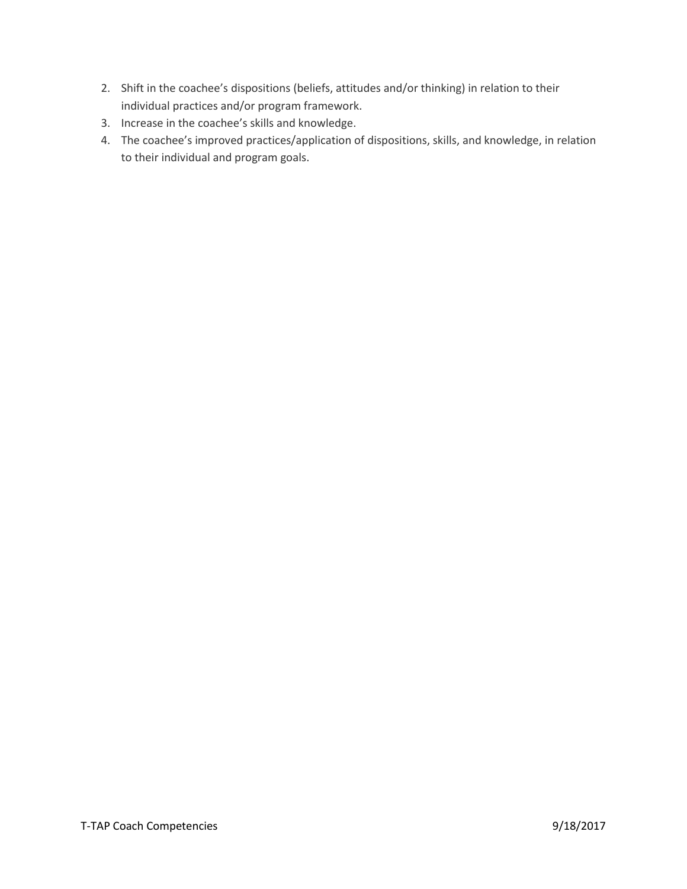2. Shift in the coachee's dispositions (beliefs, attitudes and/or thinking) in relation to their individual practices and/or program framework.
3. Increase in the coachee's skills and knowledge.
4. The coachee's improved practices/application of dispositions, skills, and knowledge, in relation to their individual and program goals.